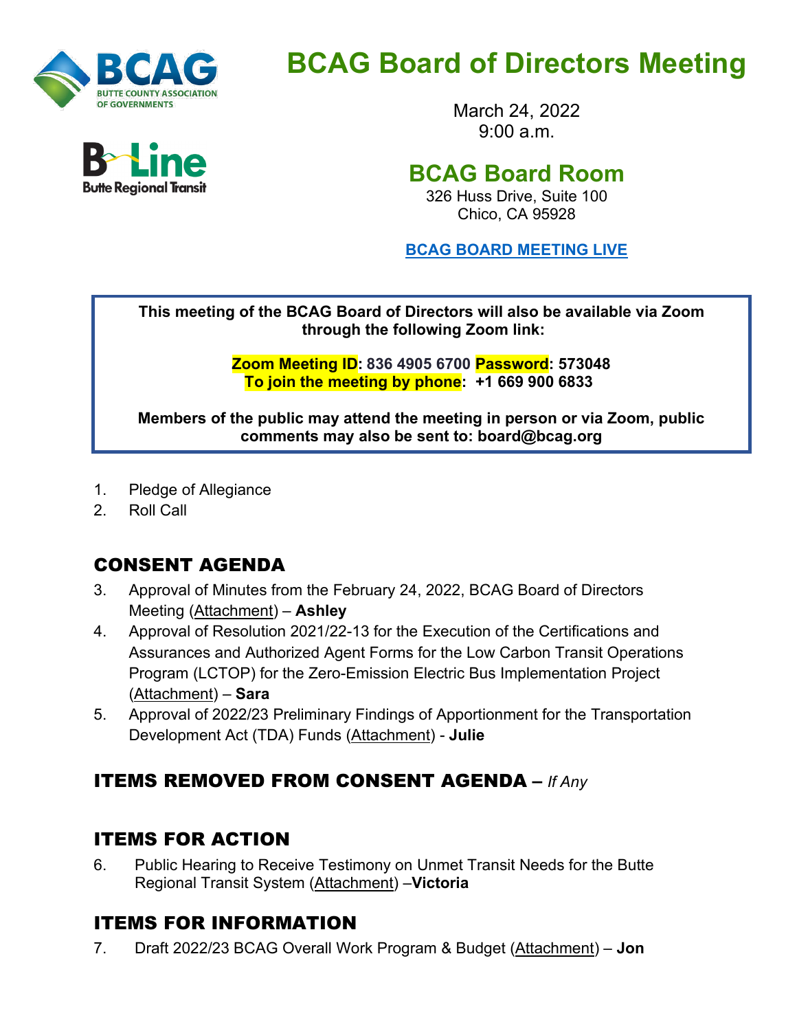# BCAG Board of Directors Meeting

March 24, 2022
9:00 a.m.

## BCAG Board Room

326 Huss Drive, Suite 100
Chico, CA 95928

**BCAG BOARD MEETING LIVE**

**This meeting of the BCAG Board of Directors will also be available via Zoom through the following Zoom link:**

**Zoom Meeting ID: 836 4905 6700 Password: 573048**
**To join the meeting by phone: +1 669 900 6833**

**Members of the public may attend the meeting in person or via Zoom, public comments may also be sent to: board@bcag.org**

1. Pledge of Allegiance
2. Roll Call

## CONSENT AGENDA

3. Approval of Minutes from the February 24, 2022, BCAG Board of Directors Meeting (Attachment) – **Ashley**
4. Approval of Resolution 2021/22-13 for the Execution of the Certifications and Assurances and Authorized Agent Forms for the Low Carbon Transit Operations Program (LCTOP) for the Zero-Emission Electric Bus Implementation Project (Attachment) – **Sara**
5. Approval of 2022/23 Preliminary Findings of Apportionment for the Transportation Development Act (TDA) Funds (Attachment) - **Julie**

## ITEMS REMOVED FROM CONSENT AGENDA – *If Any*

## ITEMS FOR ACTION

6. Public Hearing to Receive Testimony on Unmet Transit Needs for the Butte Regional Transit System (Attachment) –**Victoria**

## ITEMS FOR INFORMATION

7. Draft 2022/23 BCAG Overall Work Program & Budget (Attachment) – **Jon**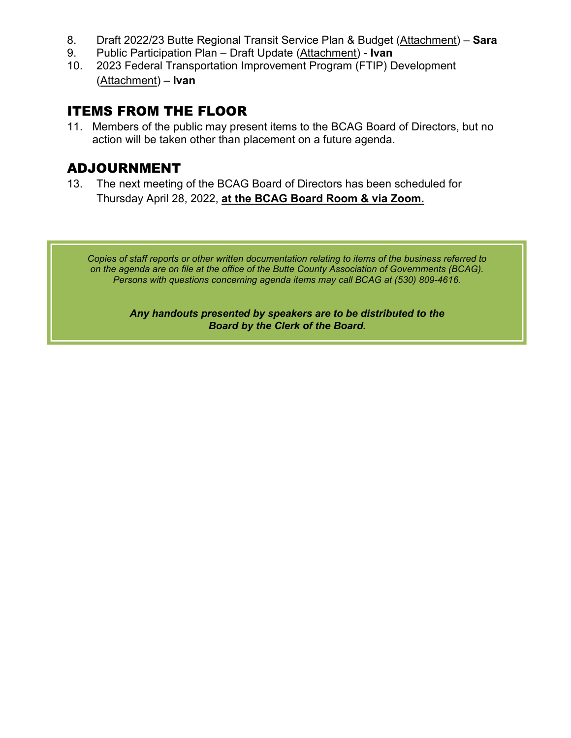8. Draft 2022/23 Butte Regional Transit Service Plan & Budget (Attachment) – **Sara**
9. Public Participation Plan – Draft Update (Attachment) - **Ivan**
10. 2023 Federal Transportation Improvement Program (FTIP) Development (Attachment) – **Ivan**

## ITEMS FROM THE FLOOR

11. Members of the public may present items to the BCAG Board of Directors, but no action will be taken other than placement on a future agenda.

## ADJOURNMENT

13. The next meeting of the BCAG Board of Directors has been scheduled for Thursday April 28, 2022, **at the BCAG Board Room & via Zoom.**

*Copies of staff reports or other written documentation relating to items of the business referred to on the agenda are on file at the office of the Butte County Association of Governments (BCAG). Persons with questions concerning agenda items may call BCAG at (530) 809-4616.*

***Any handouts presented by speakers are to be distributed to the Board by the Clerk of the Board.***